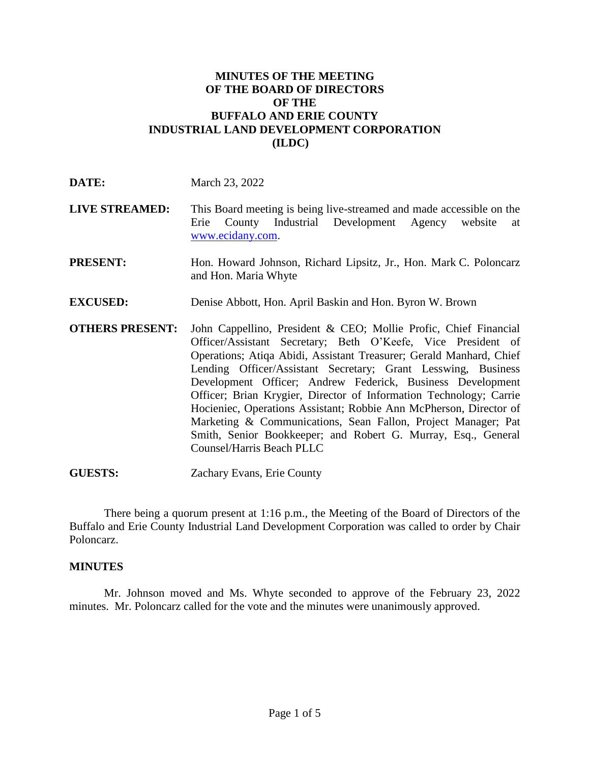# MINUTES OF THE MEETING OF THE BOARD OF DIRECTORS OF THE BUFFALO AND ERIE COUNTY INDUSTRIAL LAND DEVELOPMENT CORPORATION (ILDC)

**DATE:** March 23, 2022

**LIVE STREAMED:** This Board meeting is being live-streamed and made accessible on the Erie County Industrial Development Agency website at www.ecidany.com.

**PRESENT:** Hon. Howard Johnson, Richard Lipsitz, Jr., Hon. Mark C. Poloncarz and Hon. Maria Whyte

**EXCUSED:** Denise Abbott, Hon. April Baskin and Hon. Byron W. Brown

**OTHERS PRESENT:** John Cappellino, President & CEO; Mollie Profic, Chief Financial Officer/Assistant Secretary; Beth O'Keefe, Vice President of Operations; Atiqa Abidi, Assistant Treasurer; Gerald Manhard, Chief Lending Officer/Assistant Secretary; Grant Lesswing, Business Development Officer; Andrew Federick, Business Development Officer; Brian Krygier, Director of Information Technology; Carrie Hocieniec, Operations Assistant; Robbie Ann McPherson, Director of Marketing & Communications, Sean Fallon, Project Manager; Pat Smith, Senior Bookkeeper; and Robert G. Murray, Esq., General Counsel/Harris Beach PLLC

**GUESTS:** Zachary Evans, Erie County

There being a quorum present at 1:16 p.m., the Meeting of the Board of Directors of the Buffalo and Erie County Industrial Land Development Corporation was called to order by Chair Poloncarz.

## MINUTES

Mr. Johnson moved and Ms. Whyte seconded to approve of the February 23, 2022 minutes. Mr. Poloncarz called for the vote and the minutes were unanimously approved.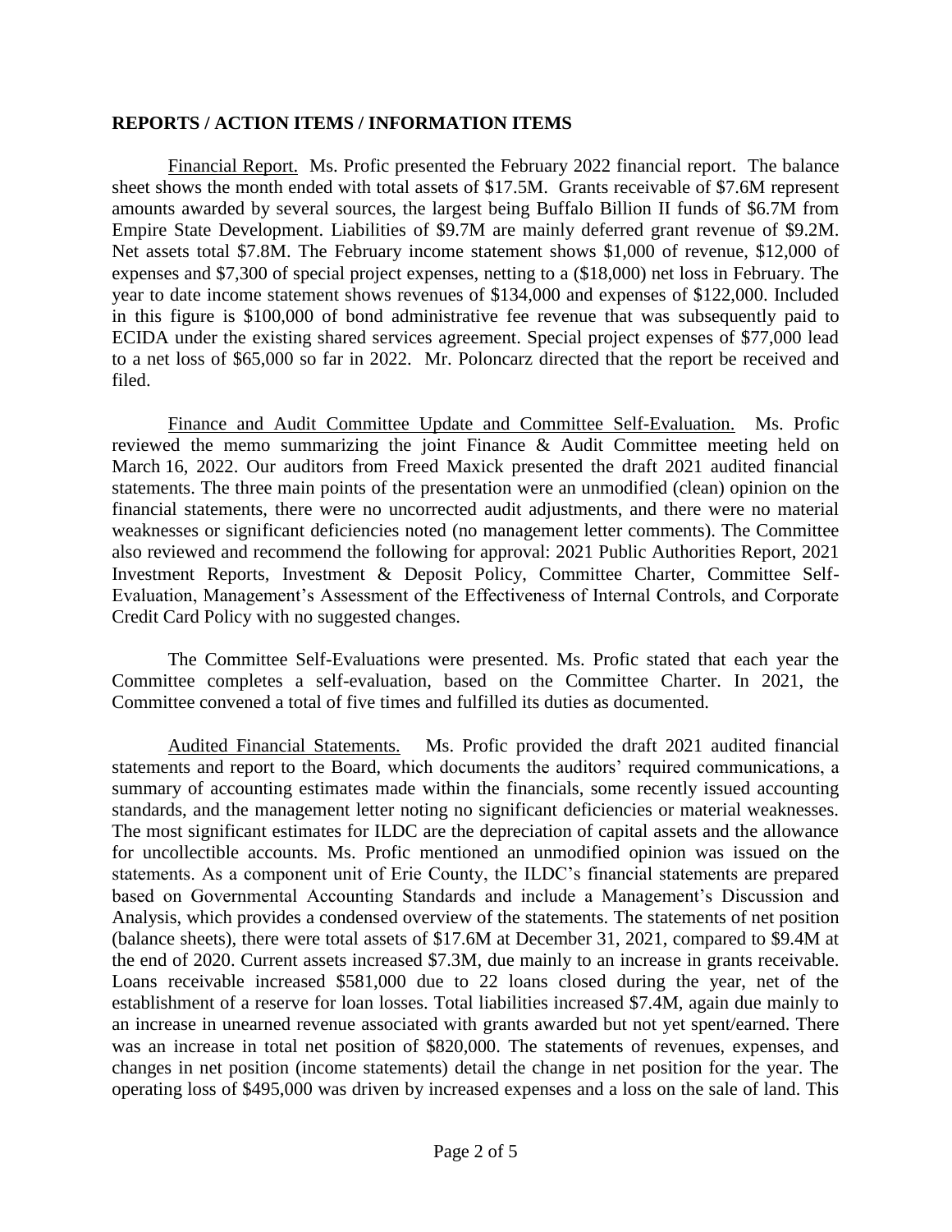## REPORTS / ACTION ITEMS / INFORMATION ITEMS

Financial Report. Ms. Profic presented the February 2022 financial report. The balance sheet shows the month ended with total assets of $17.5M. Grants receivable of $7.6M represent amounts awarded by several sources, the largest being Buffalo Billion II funds of $6.7M from Empire State Development. Liabilities of $9.7M are mainly deferred grant revenue of $9.2M. Net assets total $7.8M. The February income statement shows $1,000 of revenue, $12,000 of expenses and $7,300 of special project expenses, netting to a ($18,000) net loss in February. The year to date income statement shows revenues of $134,000 and expenses of $122,000. Included in this figure is $100,000 of bond administrative fee revenue that was subsequently paid to ECIDA under the existing shared services agreement. Special project expenses of $77,000 lead to a net loss of $65,000 so far in 2022. Mr. Poloncarz directed that the report be received and filed.

Finance and Audit Committee Update and Committee Self-Evaluation. Ms. Profic reviewed the memo summarizing the joint Finance & Audit Committee meeting held on March 16, 2022. Our auditors from Freed Maxick presented the draft 2021 audited financial statements. The three main points of the presentation were an unmodified (clean) opinion on the financial statements, there were no uncorrected audit adjustments, and there were no material weaknesses or significant deficiencies noted (no management letter comments). The Committee also reviewed and recommend the following for approval: 2021 Public Authorities Report, 2021 Investment Reports, Investment & Deposit Policy, Committee Charter, Committee Self-Evaluation, Management's Assessment of the Effectiveness of Internal Controls, and Corporate Credit Card Policy with no suggested changes.

The Committee Self-Evaluations were presented. Ms. Profic stated that each year the Committee completes a self-evaluation, based on the Committee Charter. In 2021, the Committee convened a total of five times and fulfilled its duties as documented.

Audited Financial Statements. Ms. Profic provided the draft 2021 audited financial statements and report to the Board, which documents the auditors' required communications, a summary of accounting estimates made within the financials, some recently issued accounting standards, and the management letter noting no significant deficiencies or material weaknesses. The most significant estimates for ILDC are the depreciation of capital assets and the allowance for uncollectible accounts. Ms. Profic mentioned an unmodified opinion was issued on the statements. As a component unit of Erie County, the ILDC's financial statements are prepared based on Governmental Accounting Standards and include a Management's Discussion and Analysis, which provides a condensed overview of the statements. The statements of net position (balance sheets), there were total assets of $17.6M at December 31, 2021, compared to $9.4M at the end of 2020. Current assets increased $7.3M, due mainly to an increase in grants receivable. Loans receivable increased $581,000 due to 22 loans closed during the year, net of the establishment of a reserve for loan losses. Total liabilities increased $7.4M, again due mainly to an increase in unearned revenue associated with grants awarded but not yet spent/earned. There was an increase in total net position of $820,000. The statements of revenues, expenses, and changes in net position (income statements) detail the change in net position for the year. The operating loss of $495,000 was driven by increased expenses and a loss on the sale of land. This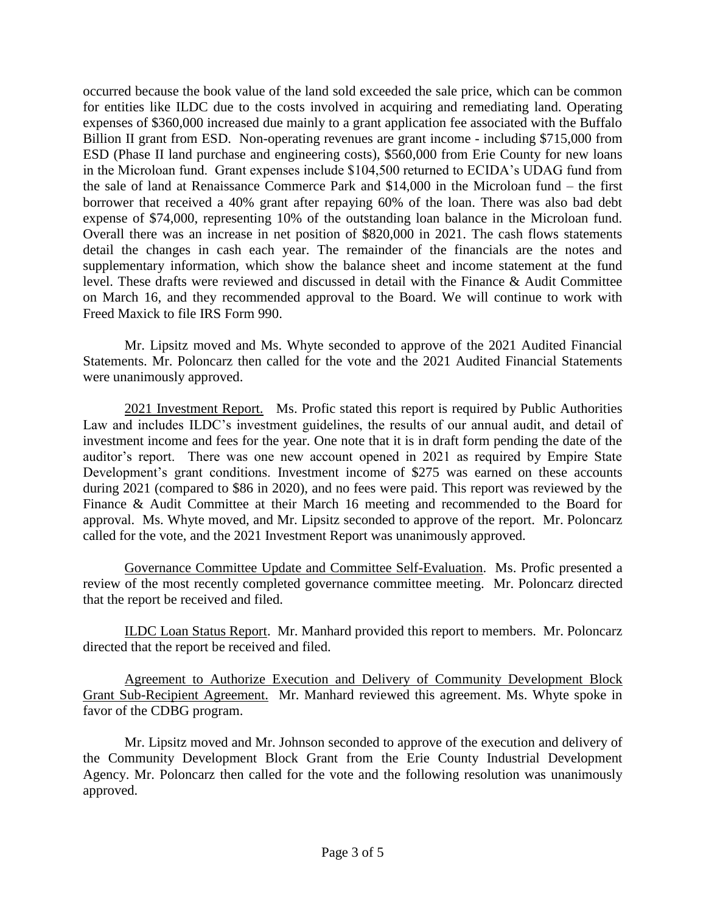occurred because the book value of the land sold exceeded the sale price, which can be common for entities like ILDC due to the costs involved in acquiring and remediating land. Operating expenses of $360,000 increased due mainly to a grant application fee associated with the Buffalo Billion II grant from ESD. Non-operating revenues are grant income - including $715,000 from ESD (Phase II land purchase and engineering costs), $560,000 from Erie County for new loans in the Microloan fund. Grant expenses include $104,500 returned to ECIDA's UDAG fund from the sale of land at Renaissance Commerce Park and $14,000 in the Microloan fund – the first borrower that received a 40% grant after repaying 60% of the loan. There was also bad debt expense of $74,000, representing 10% of the outstanding loan balance in the Microloan fund. Overall there was an increase in net position of $820,000 in 2021. The cash flows statements detail the changes in cash each year. The remainder of the financials are the notes and supplementary information, which show the balance sheet and income statement at the fund level. These drafts were reviewed and discussed in detail with the Finance & Audit Committee on March 16, and they recommended approval to the Board. We will continue to work with Freed Maxick to file IRS Form 990.

Mr. Lipsitz moved and Ms. Whyte seconded to approve of the 2021 Audited Financial Statements. Mr. Poloncarz then called for the vote and the 2021 Audited Financial Statements were unanimously approved.

<u>2021 Investment Report.</u> Ms. Profic stated this report is required by Public Authorities Law and includes ILDC's investment guidelines, the results of our annual audit, and detail of investment income and fees for the year. One note that it is in draft form pending the date of the auditor's report. There was one new account opened in 2021 as required by Empire State Development's grant conditions. Investment income of $275 was earned on these accounts during 2021 (compared to $86 in 2020), and no fees were paid. This report was reviewed by the Finance & Audit Committee at their March 16 meeting and recommended to the Board for approval. Ms. Whyte moved, and Mr. Lipsitz seconded to approve of the report. Mr. Poloncarz called for the vote, and the 2021 Investment Report was unanimously approved.

<u>Governance Committee Update and Committee Self-Evaluation</u>. Ms. Profic presented a review of the most recently completed governance committee meeting. Mr. Poloncarz directed that the report be received and filed.

<u>ILDC Loan Status Report</u>. Mr. Manhard provided this report to members. Mr. Poloncarz directed that the report be received and filed.

<u>Agreement to Authorize Execution and Delivery of Community Development Block Grant Sub-Recipient Agreement.</u> Mr. Manhard reviewed this agreement. Ms. Whyte spoke in favor of the CDBG program.

Mr. Lipsitz moved and Mr. Johnson seconded to approve of the execution and delivery of the Community Development Block Grant from the Erie County Industrial Development Agency. Mr. Poloncarz then called for the vote and the following resolution was unanimously approved.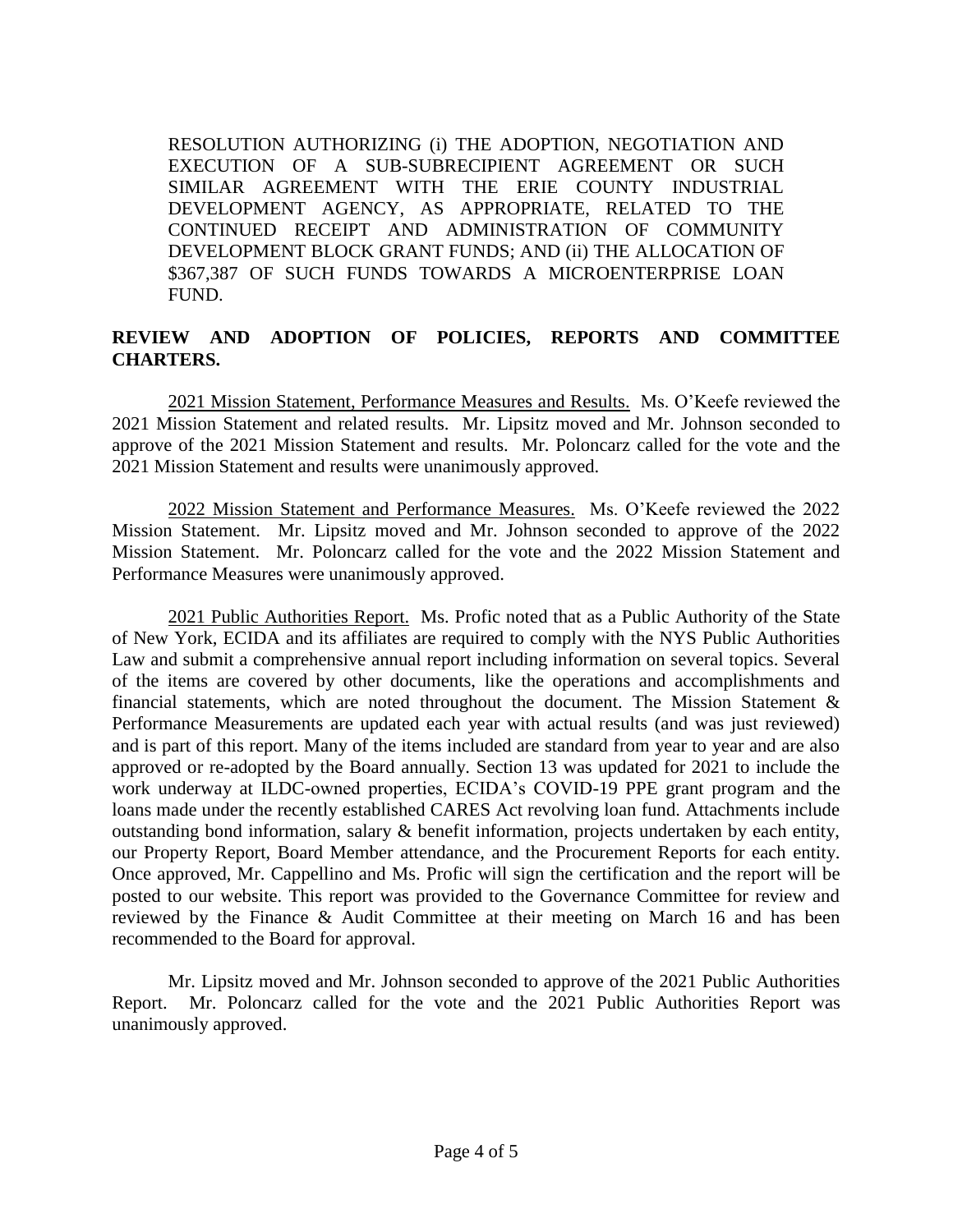RESOLUTION AUTHORIZING (i) THE ADOPTION, NEGOTIATION AND EXECUTION OF A SUB-SUBRECIPIENT AGREEMENT OR SUCH SIMILAR AGREEMENT WITH THE ERIE COUNTY INDUSTRIAL DEVELOPMENT AGENCY, AS APPROPRIATE, RELATED TO THE CONTINUED RECEIPT AND ADMINISTRATION OF COMMUNITY DEVELOPMENT BLOCK GRANT FUNDS; AND (ii) THE ALLOCATION OF $367,387 OF SUCH FUNDS TOWARDS A MICROENTERPRISE LOAN FUND.

**REVIEW AND ADOPTION OF POLICIES, REPORTS AND COMMITTEE CHARTERS.**

2021 Mission Statement, Performance Measures and Results. Ms. O'Keefe reviewed the 2021 Mission Statement and related results. Mr. Lipsitz moved and Mr. Johnson seconded to approve of the 2021 Mission Statement and results. Mr. Poloncarz called for the vote and the 2021 Mission Statement and results were unanimously approved.

2022 Mission Statement and Performance Measures. Ms. O'Keefe reviewed the 2022 Mission Statement. Mr. Lipsitz moved and Mr. Johnson seconded to approve of the 2022 Mission Statement. Mr. Poloncarz called for the vote and the 2022 Mission Statement and Performance Measures were unanimously approved.

2021 Public Authorities Report. Ms. Profic noted that as a Public Authority of the State of New York, ECIDA and its affiliates are required to comply with the NYS Public Authorities Law and submit a comprehensive annual report including information on several topics. Several of the items are covered by other documents, like the operations and accomplishments and financial statements, which are noted throughout the document. The Mission Statement & Performance Measurements are updated each year with actual results (and was just reviewed) and is part of this report. Many of the items included are standard from year to year and are also approved or re-adopted by the Board annually. Section 13 was updated for 2021 to include the work underway at ILDC-owned properties, ECIDA's COVID-19 PPE grant program and the loans made under the recently established CARES Act revolving loan fund. Attachments include outstanding bond information, salary & benefit information, projects undertaken by each entity, our Property Report, Board Member attendance, and the Procurement Reports for each entity. Once approved, Mr. Cappellino and Ms. Profic will sign the certification and the report will be posted to our website. This report was provided to the Governance Committee for review and reviewed by the Finance & Audit Committee at their meeting on March 16 and has been recommended to the Board for approval.

Mr. Lipsitz moved and Mr. Johnson seconded to approve of the 2021 Public Authorities Report. Mr. Poloncarz called for the vote and the 2021 Public Authorities Report was unanimously approved.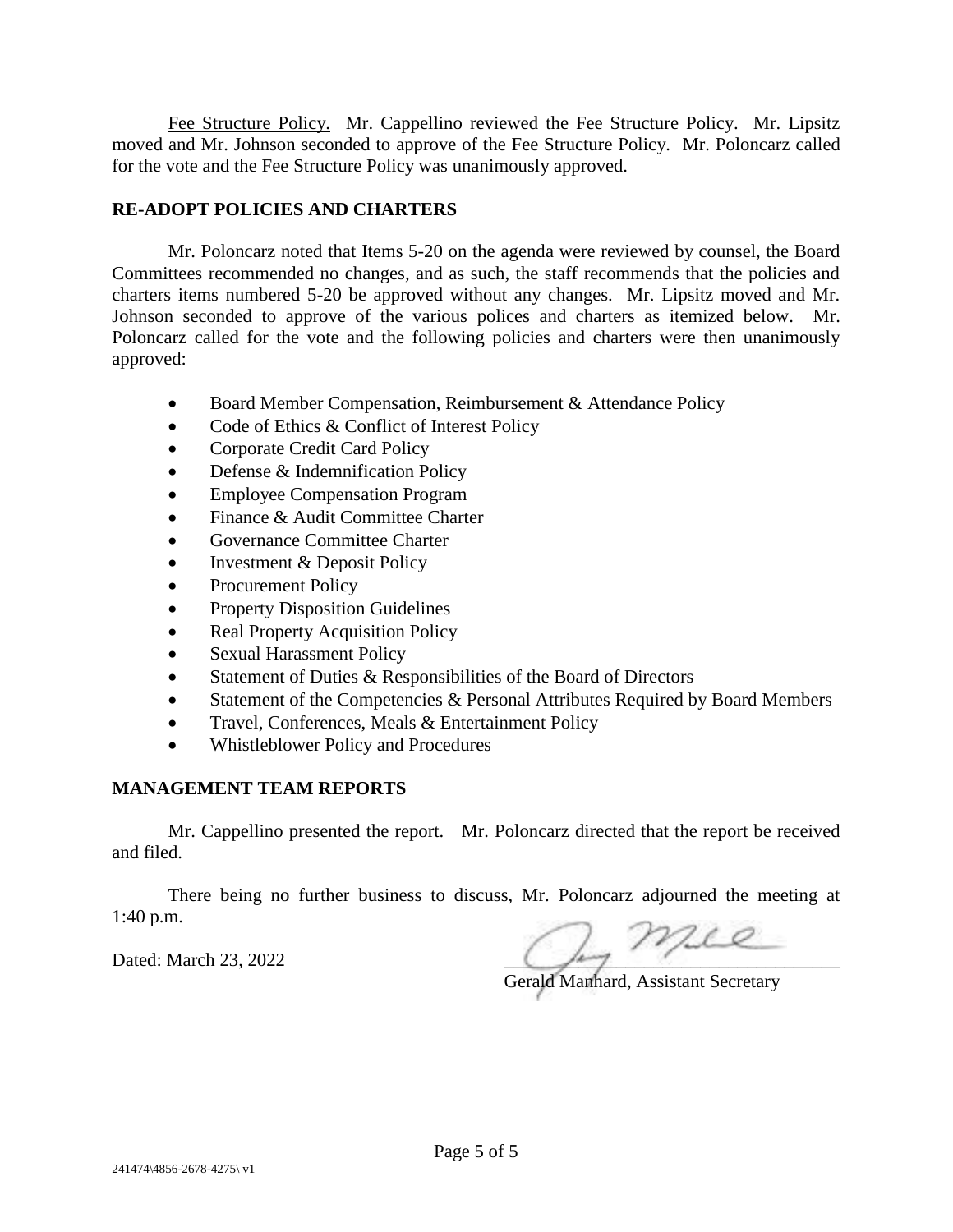Fee Structure Policy. Mr. Cappellino reviewed the Fee Structure Policy. Mr. Lipsitz moved and Mr. Johnson seconded to approve of the Fee Structure Policy. Mr. Poloncarz called for the vote and the Fee Structure Policy was unanimously approved.

**RE-ADOPT POLICIES AND CHARTERS**

Mr. Poloncarz noted that Items 5-20 on the agenda were reviewed by counsel, the Board Committees recommended no changes, and as such, the staff recommends that the policies and charters items numbered 5-20 be approved without any changes. Mr. Lipsitz moved and Mr. Johnson seconded to approve of the various polices and charters as itemized below. Mr. Poloncarz called for the vote and the following policies and charters were then unanimously approved:

- Board Member Compensation, Reimbursement & Attendance Policy
- Code of Ethics & Conflict of Interest Policy
- Corporate Credit Card Policy
- Defense & Indemnification Policy
- Employee Compensation Program
- Finance & Audit Committee Charter
- Governance Committee Charter
- Investment & Deposit Policy
- Procurement Policy
- Property Disposition Guidelines
- Real Property Acquisition Policy
- Sexual Harassment Policy
- Statement of Duties & Responsibilities of the Board of Directors
- Statement of the Competencies & Personal Attributes Required by Board Members
- Travel, Conferences, Meals & Entertainment Policy
- Whistleblower Policy and Procedures

**MANAGEMENT TEAM REPORTS**

Mr. Cappellino presented the report. Mr. Poloncarz directed that the report be received and filed.

There being no further business to discuss, Mr. Poloncarz adjourned the meeting at 1:40 p.m.

Dated: March 23, 2022

Gerald Manhard, Assistant Secretary

241474\4856-2678-4275\ v1